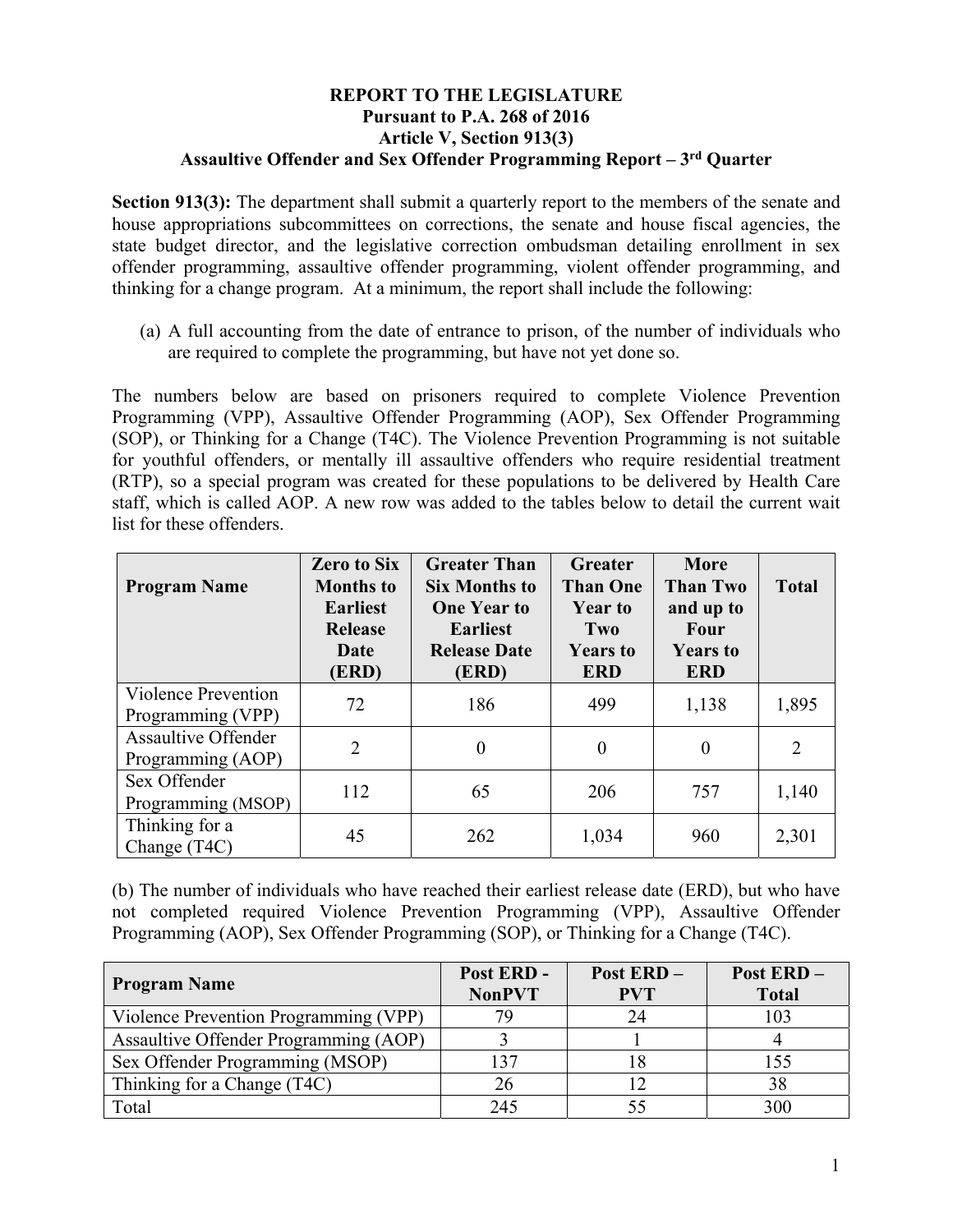# REPORT TO THE LEGISLATURE
## Pursuant to P.A. 268 of 2016
## Article V, Section 913(3)
## Assaultive Offender and Sex Offender Programming Report – 3rd Quarter

**Section 913(3):** The department shall submit a quarterly report to the members of the senate and house appropriations subcommittees on corrections, the senate and house fiscal agencies, the state budget director, and the legislative correction ombudsman detailing enrollment in sex offender programming, assaultive offender programming, violent offender programming, and thinking for a change program. At a minimum, the report shall include the following:

(a) A full accounting from the date of entrance to prison, of the number of individuals who are required to complete the programming, but have not yet done so.

The numbers below are based on prisoners required to complete Violence Prevention Programming (VPP), Assaultive Offender Programming (AOP), Sex Offender Programming (SOP), or Thinking for a Change (T4C). The Violence Prevention Programming is not suitable for youthful offenders, or mentally ill assaultive offenders who require residential treatment (RTP), so a special program was created for these populations to be delivered by Health Care staff, which is called AOP. A new row was added to the tables below to detail the current wait list for these offenders.

| Program Name | Zero to Six Months to Earliest Release Date (ERD) | Greater Than Six Months to One Year to Earliest Release Date (ERD) | Greater Than One Year to Two Years to ERD | More Than Two and up to Four Years to ERD | Total |
|---|---|---|---|---|---|
| Violence Prevention Programming (VPP) | 72 | 186 | 499 | 1,138 | 1,895 |
| Assaultive Offender Programming (AOP) | 2 | 0 | 0 | 0 | 2 |
| Sex Offender Programming (MSOP) | 112 | 65 | 206 | 757 | 1,140 |
| Thinking for a Change (T4C) | 45 | 262 | 1,034 | 960 | 2,301 |

(b) The number of individuals who have reached their earliest release date (ERD), but who have not completed required Violence Prevention Programming (VPP), Assaultive Offender Programming (AOP), Sex Offender Programming (SOP), or Thinking for a Change (T4C).

| Program Name | Post ERD - NonPVT | Post ERD – PVT | Post ERD – Total |
|---|---|---|---|
| Violence Prevention Programming (VPP) | 79 | 24 | 103 |
| Assaultive Offender Programming (AOP) | 3 | 1 | 4 |
| Sex Offender Programming (MSOP) | 137 | 18 | 155 |
| Thinking for a Change (T4C) | 26 | 12 | 38 |
| Total | 245 | 55 | 300 |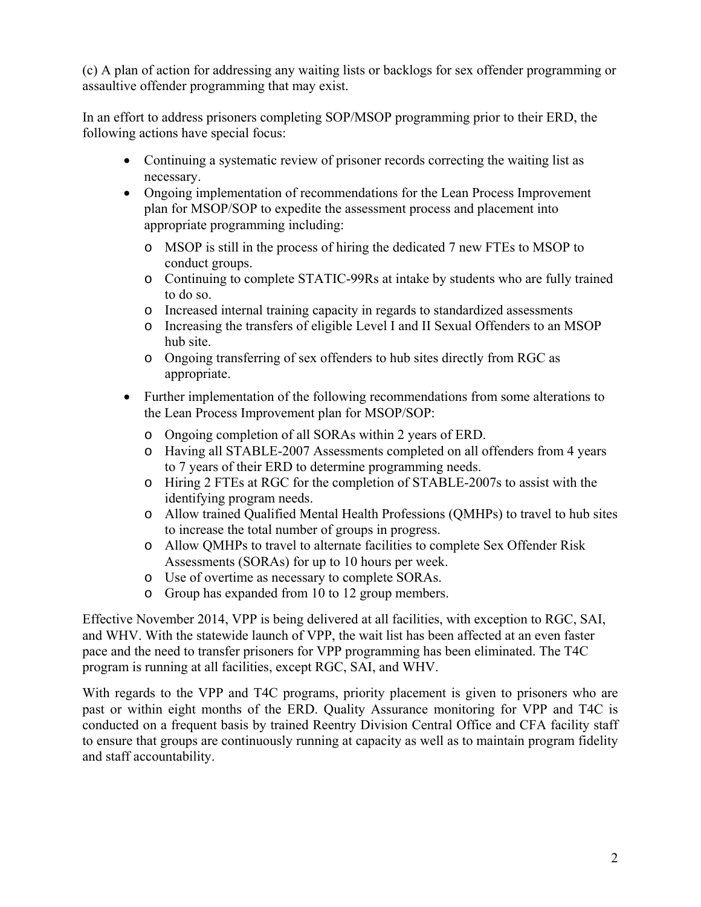(c) A plan of action for addressing any waiting lists or backlogs for sex offender programming or assaultive offender programming that may exist.

In an effort to address prisoners completing SOP/MSOP programming prior to their ERD, the following actions have special focus:

- Continuing a systematic review of prisoner records correcting the waiting list as necessary.
- Ongoing implementation of recommendations for the Lean Process Improvement plan for MSOP/SOP to expedite the assessment process and placement into appropriate programming including:
  - MSOP is still in the process of hiring the dedicated 7 new FTEs to MSOP to conduct groups.
  - Continuing to complete STATIC-99Rs at intake by students who are fully trained to do so.
  - Increased internal training capacity in regards to standardized assessments
  - Increasing the transfers of eligible Level I and II Sexual Offenders to an MSOP hub site.
  - Ongoing transferring of sex offenders to hub sites directly from RGC as appropriate.
- Further implementation of the following recommendations from some alterations to the Lean Process Improvement plan for MSOP/SOP:
  - Ongoing completion of all SORAs within 2 years of ERD.
  - Having all STABLE-2007 Assessments completed on all offenders from 4 years to 7 years of their ERD to determine programming needs.
  - Hiring 2 FTEs at RGC for the completion of STABLE-2007s to assist with the identifying program needs.
  - Allow trained Qualified Mental Health Professions (QMHPs) to travel to hub sites to increase the total number of groups in progress.
  - Allow QMHPs to travel to alternate facilities to complete Sex Offender Risk Assessments (SORAs) for up to 10 hours per week.
  - Use of overtime as necessary to complete SORAs.
  - Group has expanded from 10 to 12 group members.

Effective November 2014, VPP is being delivered at all facilities, with exception to RGC, SAI, and WHV. With the statewide launch of VPP, the wait list has been affected at an even faster pace and the need to transfer prisoners for VPP programming has been eliminated. The T4C program is running at all facilities, except RGC, SAI, and WHV.

With regards to the VPP and T4C programs, priority placement is given to prisoners who are past or within eight months of the ERD. Quality Assurance monitoring for VPP and T4C is conducted on a frequent basis by trained Reentry Division Central Office and CFA facility staff to ensure that groups are continuously running at capacity as well as to maintain program fidelity and staff accountability.